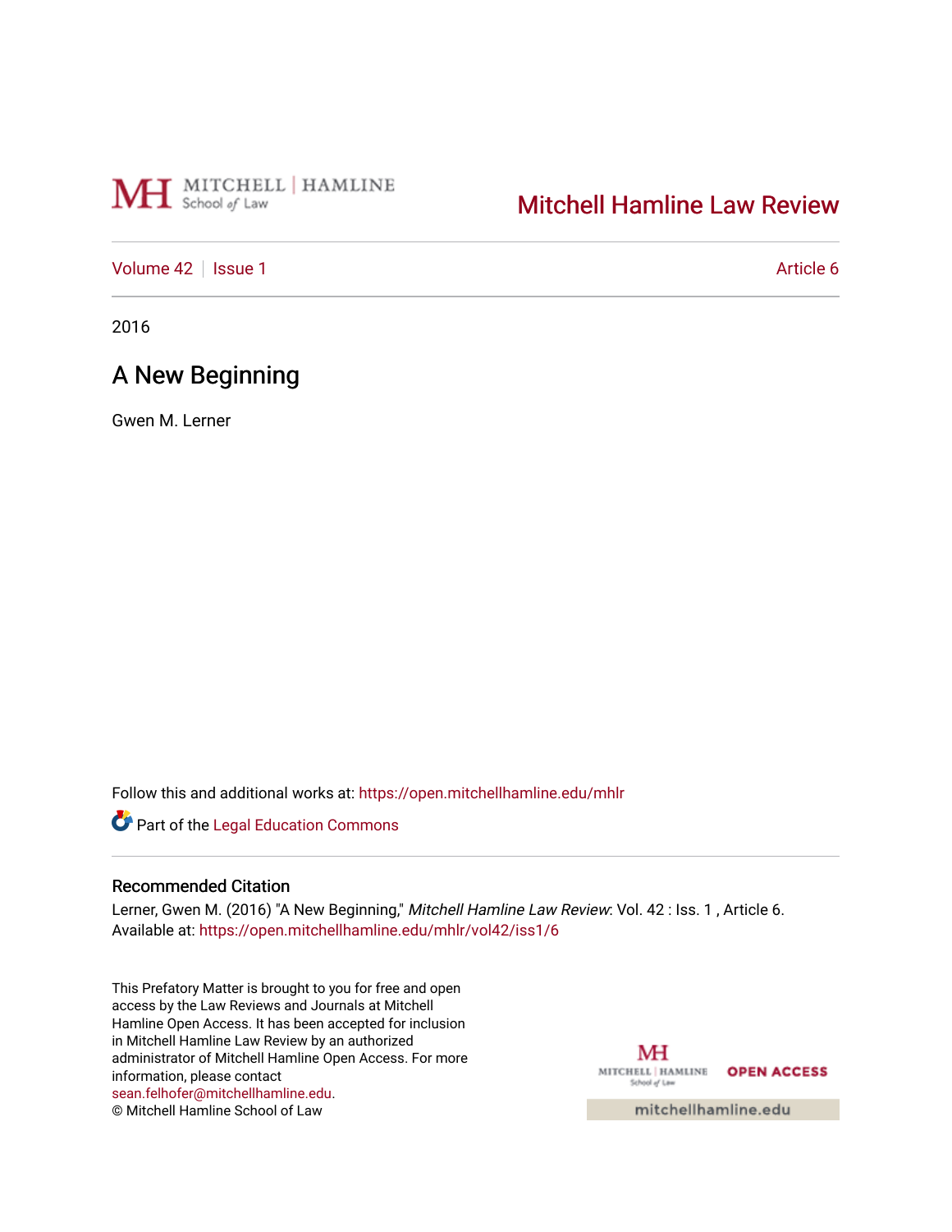Mitchell Hamline Law Review

Volume 42 | Issue 1 | Article 6

2016

# A New Beginning

Gwen M. Lerner

Follow this and additional works at: https://open.mitchellhamline.edu/mhlr

Part of the Legal Education Commons

## Recommended Citation

Lerner, Gwen M. (2016) "A New Beginning," *Mitchell Hamline Law Review*: Vol. 42 : Iss. 1 , Article 6.
Available at: https://open.mitchellhamline.edu/mhlr/vol42/iss1/6

This Prefatory Matter is brought to you for free and open access by the Law Reviews and Journals at Mitchell Hamline Open Access. It has been accepted for inclusion in Mitchell Hamline Law Review by an authorized administrator of Mitchell Hamline Open Access. For more information, please contact sean.felhofer@mitchellhamline.edu.
© Mitchell Hamline School of Law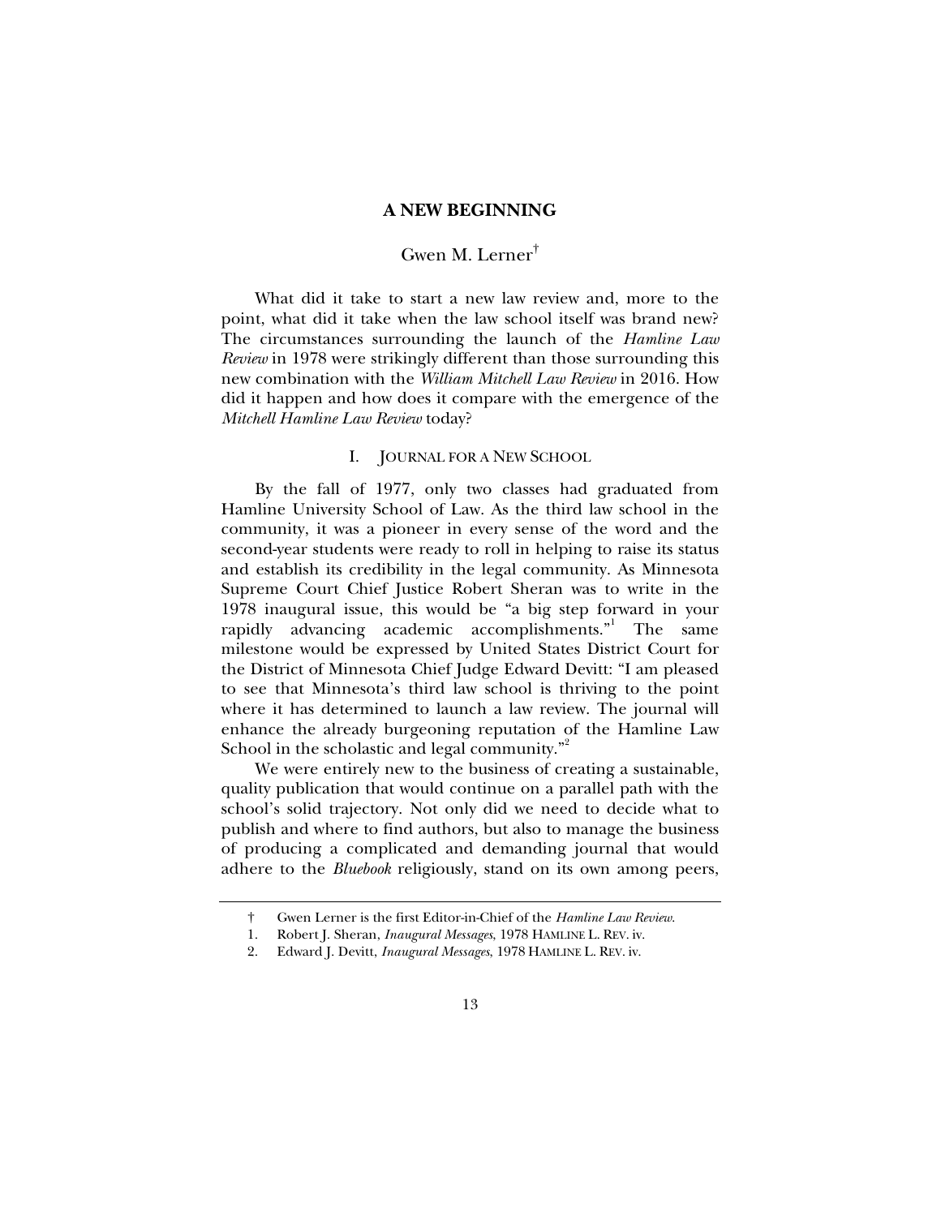# A NEW BEGINNING

Gwen M. Lerner†

What did it take to start a new law review and, more to the point, what did it take when the law school itself was brand new? The circumstances surrounding the launch of the *Hamline Law Review* in 1978 were strikingly different than those surrounding this new combination with the *William Mitchell Law Review* in 2016. How did it happen and how does it compare with the emergence of the *Mitchell Hamline Law Review* today?

## I. JOURNAL FOR A NEW SCHOOL

By the fall of 1977, only two classes had graduated from Hamline University School of Law. As the third law school in the community, it was a pioneer in every sense of the word and the second-year students were ready to roll in helping to raise its status and establish its credibility in the legal community. As Minnesota Supreme Court Chief Justice Robert Sheran was to write in the 1978 inaugural issue, this would be "a big step forward in your rapidly advancing academic accomplishments."[1] The same milestone would be expressed by United States District Court for the District of Minnesota Chief Judge Edward Devitt: "I am pleased to see that Minnesota's third law school is thriving to the point where it has determined to launch a law review. The journal will enhance the already burgeoning reputation of the Hamline Law School in the scholastic and legal community."[2]

We were entirely new to the business of creating a sustainable, quality publication that would continue on a parallel path with the school's solid trajectory. Not only did we need to decide what to publish and where to find authors, but also to manage the business of producing a complicated and demanding journal that would adhere to the *Bluebook* religiously, stand on its own among peers,

---

† Gwen Lerner is the first Editor-in-Chief of the *Hamline Law Review*.

1. Robert J. Sheran, *Inaugural Messages*, 1978 HAMLINE L. REV. iv.

2. Edward J. Devitt, *Inaugural Messages*, 1978 HAMLINE L. REV. iv.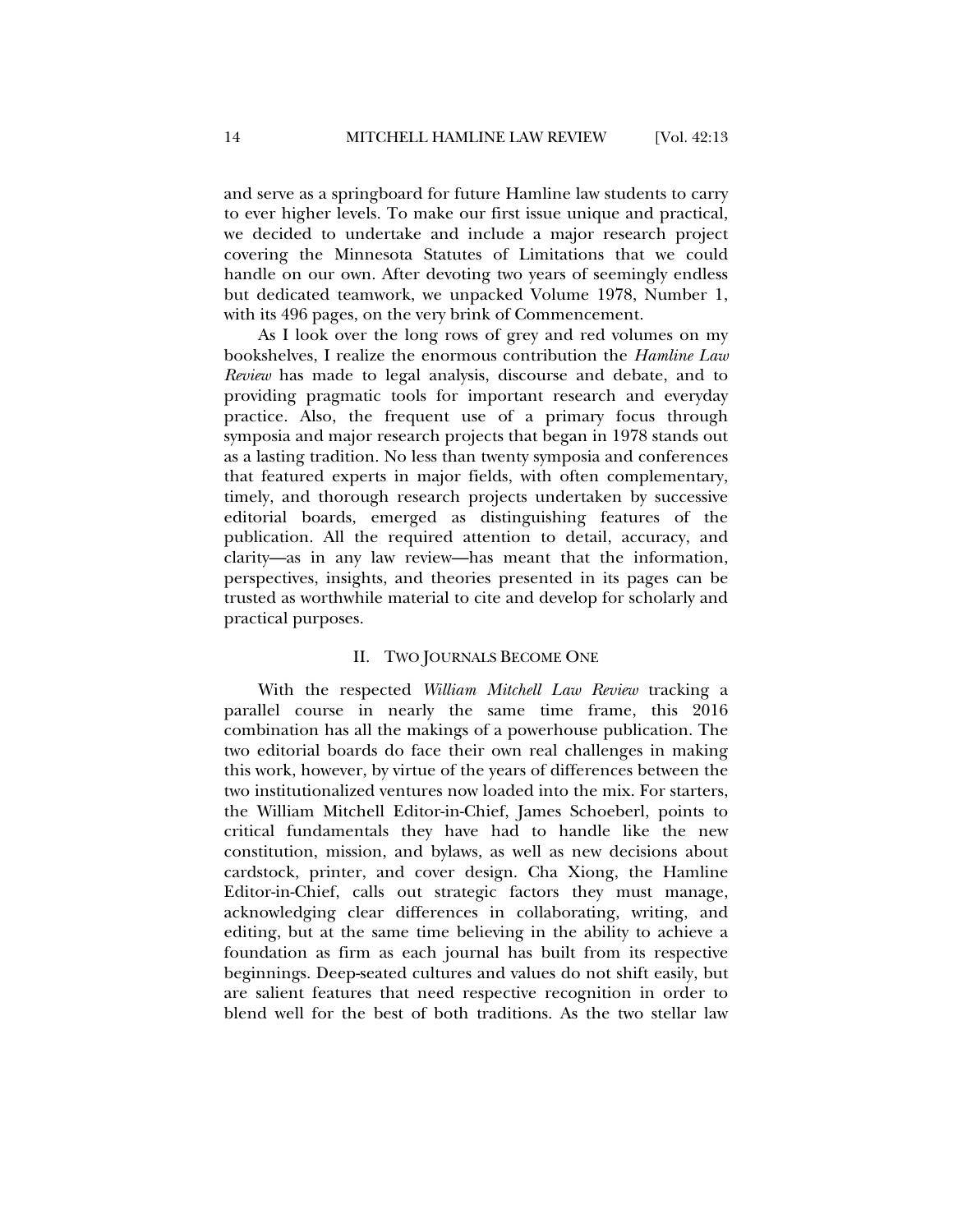and serve as a springboard for future Hamline law students to carry to ever higher levels. To make our first issue unique and practical, we decided to undertake and include a major research project covering the Minnesota Statutes of Limitations that we could handle on our own. After devoting two years of seemingly endless but dedicated teamwork, we unpacked Volume 1978, Number 1, with its 496 pages, on the very brink of Commencement.

As I look over the long rows of grey and red volumes on my bookshelves, I realize the enormous contribution the *Hamline Law Review* has made to legal analysis, discourse and debate, and to providing pragmatic tools for important research and everyday practice. Also, the frequent use of a primary focus through symposia and major research projects that began in 1978 stands out as a lasting tradition. No less than twenty symposia and conferences that featured experts in major fields, with often complementary, timely, and thorough research projects undertaken by successive editorial boards, emerged as distinguishing features of the publication. All the required attention to detail, accuracy, and clarity—as in any law review—has meant that the information, perspectives, insights, and theories presented in its pages can be trusted as worthwhile material to cite and develop for scholarly and practical purposes.

## II. TWO JOURNALS BECOME ONE

With the respected *William Mitchell Law Review* tracking a parallel course in nearly the same time frame, this 2016 combination has all the makings of a powerhouse publication. The two editorial boards do face their own real challenges in making this work, however, by virtue of the years of differences between the two institutionalized ventures now loaded into the mix. For starters, the William Mitchell Editor-in-Chief, James Schoeberl, points to critical fundamentals they have had to handle like the new constitution, mission, and bylaws, as well as new decisions about cardstock, printer, and cover design. Cha Xiong, the Hamline Editor-in-Chief, calls out strategic factors they must manage, acknowledging clear differences in collaborating, writing, and editing, but at the same time believing in the ability to achieve a foundation as firm as each journal has built from its respective beginnings. Deep-seated cultures and values do not shift easily, but are salient features that need respective recognition in order to blend well for the best of both traditions. As the two stellar law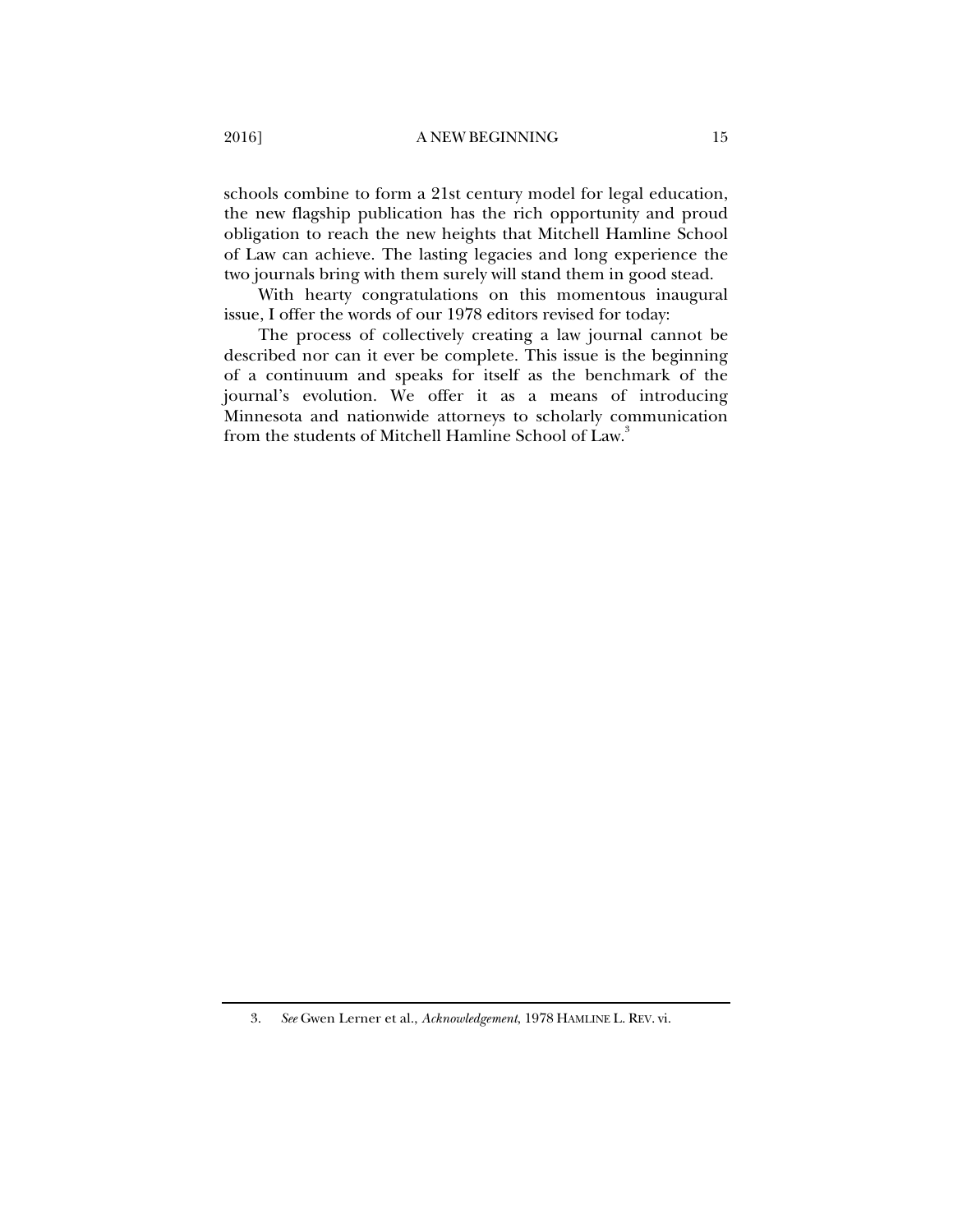schools combine to form a 21st century model for legal education, the new flagship publication has the rich opportunity and proud obligation to reach the new heights that Mitchell Hamline School of Law can achieve. The lasting legacies and long experience the two journals bring with them surely will stand them in good stead.

With hearty congratulations on this momentous inaugural issue, I offer the words of our 1978 editors revised for today:

The process of collectively creating a law journal cannot be described nor can it ever be complete. This issue is the beginning of a continuum and speaks for itself as the benchmark of the journal's evolution. We offer it as a means of introducing Minnesota and nationwide attorneys to scholarly communication from the students of Mitchell Hamline School of Law.[3]

---

3. *See* Gwen Lerner et al., *Acknowledgement*, 1978 HAMLINE L. REV. vi.